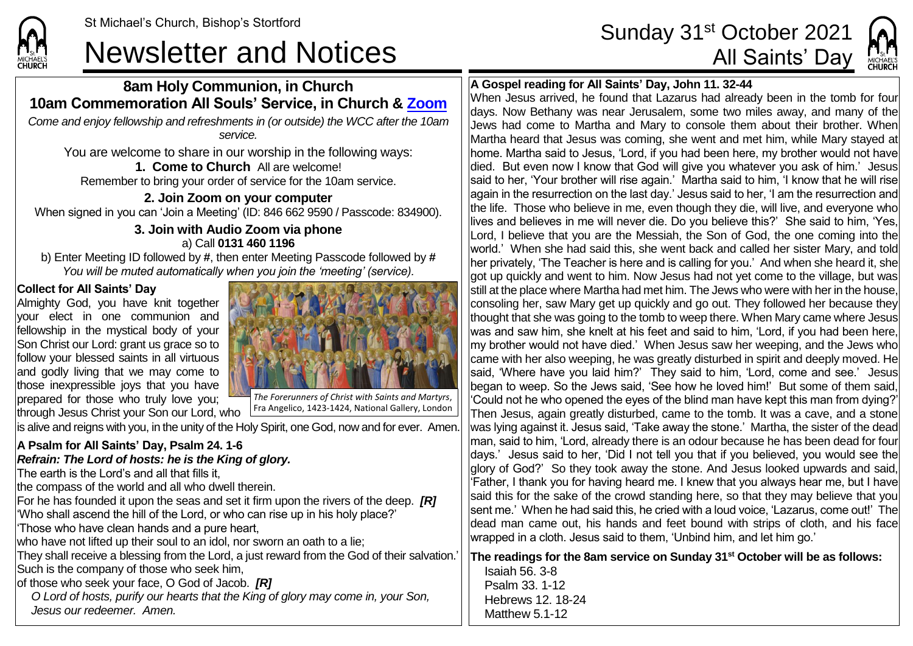St Michael's Church, Bishop's Stortford

# Newsletter and Notices

# Sunday 31st October 2021 All Saints' Day

## 8am Holy Communion, in Church
## 10am Commemoration All Souls' Service, in Church & Zoom

*Come and enjoy fellowship and refreshments in (or outside) the WCC after the 10am service.*

You are welcome to share in our worship in the following ways:

**1. Come to Church** All are welcome!
Remember to bring your order of service for the 10am service.

**2. Join Zoom on your computer**
When signed in you can 'Join a Meeting' (ID: 846 662 9590 / Passcode: 834900).

**3. Join with Audio Zoom via phone**
a) Call **0131 460 1196**
b) Enter Meeting ID followed by **#**, then enter Meeting Passcode followed by **#**
*You will be muted automatically when you join the 'meeting' (service).*

**Collect for All Saints' Day**

Almighty God, you have knit together your elect in one communion and fellowship in the mystical body of your Son Christ our Lord: grant us grace so to follow your blessed saints in all virtuous and godly living that we may come to those inexpressible joys that you have prepared for those who truly love you; through Jesus Christ your Son our Lord, who is alive and reigns with you, in the unity of the Holy Spirit, one God, now and for ever. Amen.

*The Forerunners of Christ with Saints and Martyrs*, Fra Angelico, 1423-1424, National Gallery, London

**A Psalm for All Saints' Day, Psalm 24. 1-6**
***Refrain: The Lord of hosts: he is the King of glory.***

The earth is the Lord's and all that fills it,
the compass of the world and all who dwell therein.
For he has founded it upon the seas and set it firm upon the rivers of the deep. ***[R]***
'Who shall ascend the hill of the Lord, or who can rise up in his holy place?'
'Those who have clean hands and a pure heart,
who have not lifted up their soul to an idol, nor sworn an oath to a lie;
They shall receive a blessing from the Lord, a just reward from the God of their salvation.'
Such is the company of those who seek him,
of those who seek your face, O God of Jacob. ***[R]***

*O Lord of hosts, purify our hearts that the King of glory may come in, your Son, Jesus our redeemer. Amen.*

**A Gospel reading for All Saints' Day, John 11. 32-44**

When Jesus arrived, he found that Lazarus had already been in the tomb for four days. Now Bethany was near Jerusalem, some two miles away, and many of the Jews had come to Martha and Mary to console them about their brother. When Martha heard that Jesus was coming, she went and met him, while Mary stayed at home. Martha said to Jesus, 'Lord, if you had been here, my brother would not have died. But even now I know that God will give you whatever you ask of him.' Jesus said to her, 'Your brother will rise again.' Martha said to him, 'I know that he will rise again in the resurrection on the last day.' Jesus said to her, 'I am the resurrection and the life. Those who believe in me, even though they die, will live, and everyone who lives and believes in me will never die. Do you believe this?' She said to him, 'Yes, Lord, I believe that you are the Messiah, the Son of God, the one coming into the world.' When she had said this, she went back and called her sister Mary, and told her privately, 'The Teacher is here and is calling for you.' And when she heard it, she got up quickly and went to him. Now Jesus had not yet come to the village, but was still at the place where Martha had met him. The Jews who were with her in the house, consoling her, saw Mary get up quickly and go out. They followed her because they thought that she was going to the tomb to weep there. When Mary came where Jesus was and saw him, she knelt at his feet and said to him, 'Lord, if you had been here, my brother would not have died.' When Jesus saw her weeping, and the Jews who came with her also weeping, he was greatly disturbed in spirit and deeply moved. He said, 'Where have you laid him?' They said to him, 'Lord, come and see.' Jesus began to weep. So the Jews said, 'See how he loved him!' But some of them said, 'Could not he who opened the eyes of the blind man have kept this man from dying?' Then Jesus, again greatly disturbed, came to the tomb. It was a cave, and a stone was lying against it. Jesus said, 'Take away the stone.' Martha, the sister of the dead man, said to him, 'Lord, already there is an odour because he has been dead for four days.' Jesus said to her, 'Did I not tell you that if you believed, you would see the glory of God?' So they took away the stone. And Jesus looked upwards and said, 'Father, I thank you for having heard me. I knew that you always hear me, but I have said this for the sake of the crowd standing here, so that they may believe that you sent me.' When he had said this, he cried with a loud voice, 'Lazarus, come out!' The dead man came out, his hands and feet bound with strips of cloth, and his face wrapped in a cloth. Jesus said to them, 'Unbind him, and let him go.'

**The readings for the 8am service on Sunday 31st October will be as follows:**

Isaiah 56. 3-8
Psalm 33. 1-12
Hebrews 12. 18-24
Matthew 5.1-12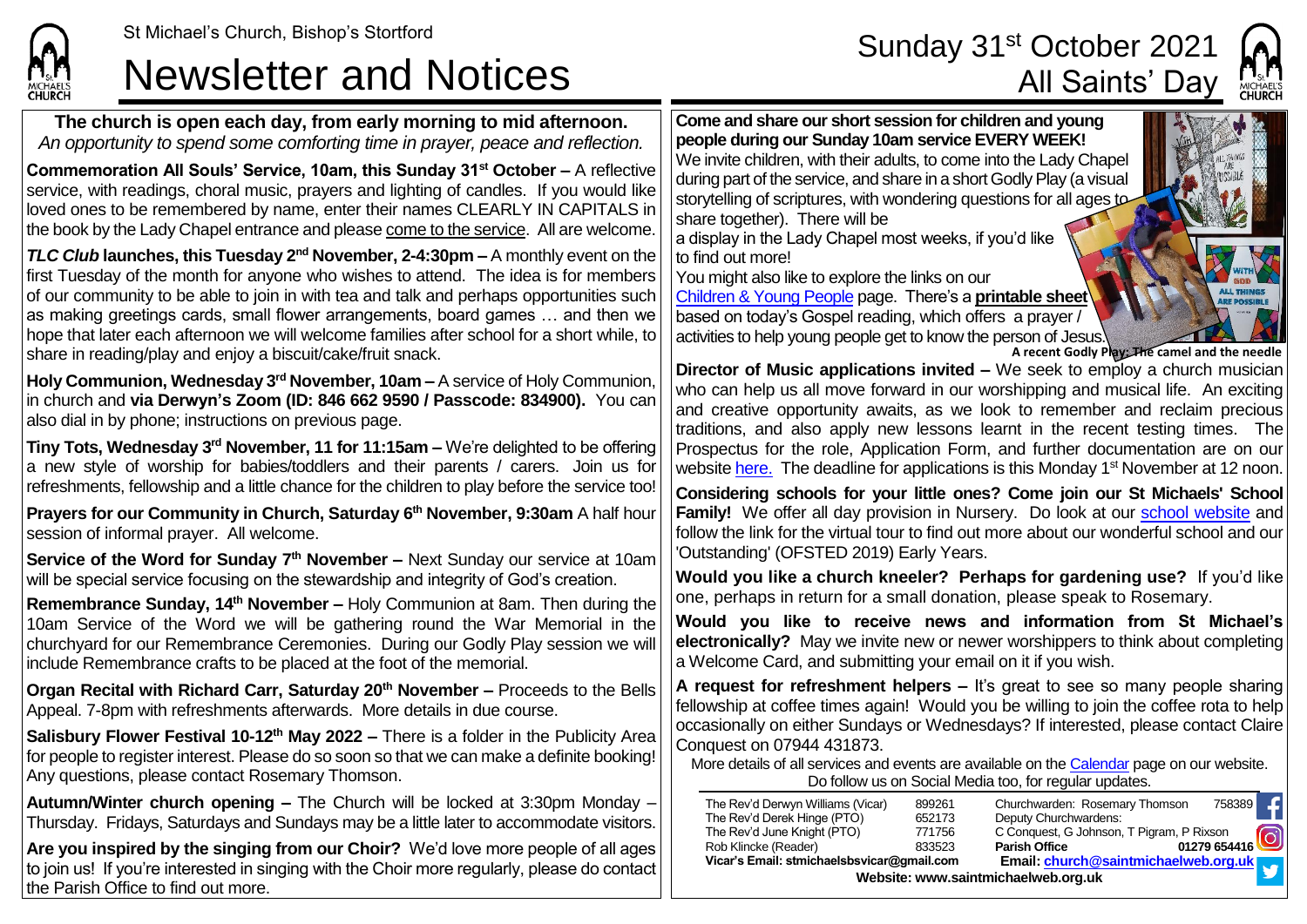St Michael's Church, Bishop's Stortford

# Newsletter and Notices

# Sunday 31st October 2021 All Saints' Day

**The church is open each day, from early morning to mid afternoon.**
*An opportunity to spend some comforting time in prayer, peace and reflection.*

**Commemoration All Souls' Service, 10am, this Sunday 31st October –** A reflective service, with readings, choral music, prayers and lighting of candles. If you would like loved ones to be remembered by name, enter their names CLEARLY IN CAPITALS in the book by the Lady Chapel entrance and please come to the service. All are welcome.

***TLC Club*** **launches, this Tuesday 2nd November, 2-4:30pm –** A monthly event on the first Tuesday of the month for anyone who wishes to attend. The idea is for members of our community to be able to join in with tea and talk and perhaps opportunities such as making greetings cards, small flower arrangements, board games … and then we hope that later each afternoon we will welcome families after school for a short while, to share in reading/play and enjoy a biscuit/cake/fruit snack.

**Holy Communion, Wednesday 3rd November, 10am –** A service of Holy Communion, in church and **via Derwyn's Zoom (ID: 846 662 9590 / Passcode: 834900).** You can also dial in by phone; instructions on previous page.

**Tiny Tots, Wednesday 3rd November, 11 for 11:15am –** We're delighted to be offering a new style of worship for babies/toddlers and their parents / carers. Join us for refreshments, fellowship and a little chance for the children to play before the service too!

**Prayers for our Community in Church, Saturday 6th November, 9:30am** A half hour session of informal prayer. All welcome.

**Service of the Word for Sunday 7th November –** Next Sunday our service at 10am will be special service focusing on the stewardship and integrity of God's creation.

**Remembrance Sunday, 14th November –** Holy Communion at 8am. Then during the 10am Service of the Word we will be gathering round the War Memorial in the churchyard for our Remembrance Ceremonies. During our Godly Play session we will include Remembrance crafts to be placed at the foot of the memorial.

**Organ Recital with Richard Carr, Saturday 20th November –** Proceeds to the Bells Appeal. 7-8pm with refreshments afterwards. More details in due course.

**Salisbury Flower Festival 10-12th May 2022 –** There is a folder in the Publicity Area for people to register interest. Please do so soon so that we can make a definite booking! Any questions, please contact Rosemary Thomson.

**Autumn/Winter church opening –** The Church will be locked at 3:30pm Monday – Thursday. Fridays, Saturdays and Sundays may be a little later to accommodate visitors.

**Are you inspired by the singing from our Choir?** We'd love more people of all ages to join us! If you're interested in singing with the Choir more regularly, please do contact the Parish Office to find out more.

**Come and share our short session for children and young people during our Sunday 10am service EVERY WEEK!**
We invite children, with their adults, to come into the Lady Chapel during part of the service, and share in a short Godly Play (a visual storytelling of scriptures, with wondering questions for all ages to share together). There will be a display in the Lady Chapel most weeks, if you'd like to find out more!
You might also like to explore the links on our Children & Young People page. There's a **printable sheet** based on today's Gospel reading, which offers a prayer / activities to help young people get to know the person of Jesus.

**A recent Godly Play: The camel and the needle**

**Director of Music applications invited –** We seek to employ a church musician who can help us all move forward in our worshipping and musical life. An exciting and creative opportunity awaits, as we look to remember and reclaim precious traditions, and also apply new lessons learnt in the recent testing times. The Prospectus for the role, Application Form, and further documentation are on our website here. The deadline for applications is this Monday 1st November at 12 noon.

**Considering schools for your little ones? Come join our St Michaels' School Family!** We offer all day provision in Nursery. Do look at our school website and follow the link for the virtual tour to find out more about our wonderful school and our 'Outstanding' (OFSTED 2019) Early Years.

**Would you like a church kneeler? Perhaps for gardening use?** If you'd like one, perhaps in return for a small donation, please speak to Rosemary.

**Would you like to receive news and information from St Michael's electronically?** May we invite new or newer worshippers to think about completing a Welcome Card, and submitting your email on it if you wish.

**A request for refreshment helpers –** It's great to see so many people sharing fellowship at coffee times again! Would you be willing to join the coffee rota to help occasionally on either Sundays or Wednesdays? If interested, please contact Claire Conquest on 07944 431873.

More details of all services and events are available on the Calendar page on our website. Do follow us on Social Media too, for regular updates.

| | | | |
|---|---|---|---|
| The Rev'd Derwyn Williams (Vicar) | 899261 | Churchwarden: Rosemary Thomson | 758389 |
| The Rev'd Derek Hinge (PTO) | 652173 | Deputy Churchwardens: | |
| The Rev'd June Knight (PTO) | 771756 | C Conquest, G Johnson, T Pigram, P Rixson | |
| Rob Klincke (Reader) | 833523 | **Parish Office** | **01279 654416** |
| **Vicar's Email: stmichaelsbsvicar@gmail.com** | | **Email: church@saintmichaelweb.org.uk** | |

**Website: www.saintmichaelweb.org.uk**